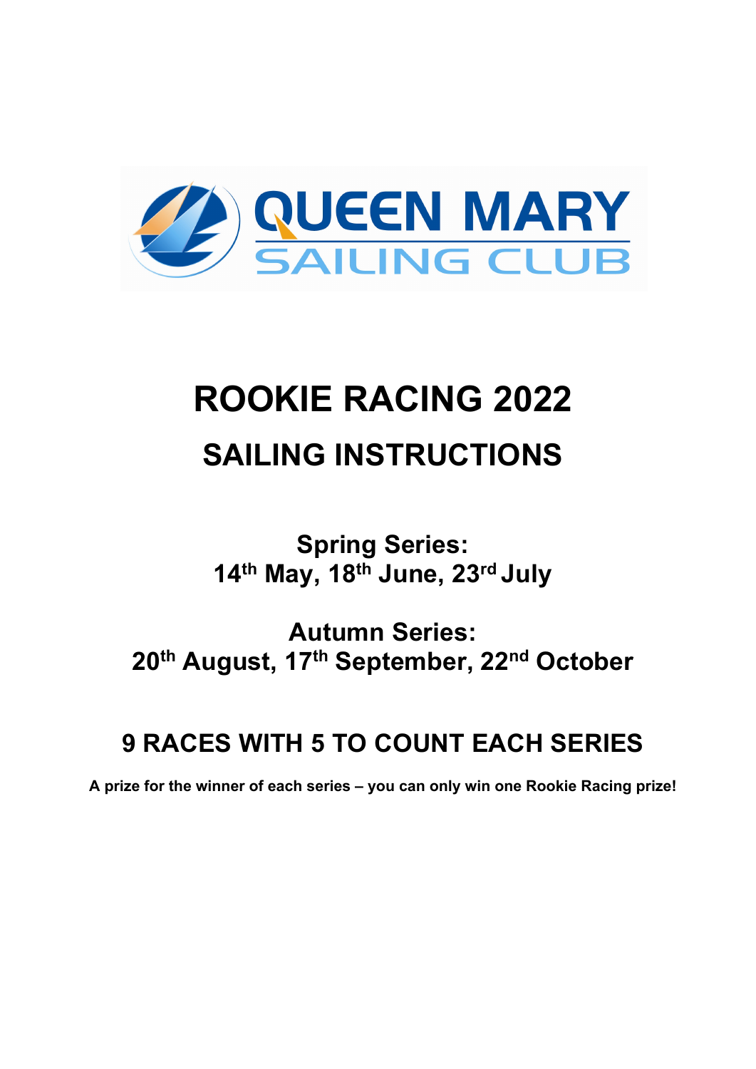QUEEN MARY SAILING CLUB

# ROOKIE RACING 2022

## SAILING INSTRUCTIONS

**Spring Series:**
**14th May, 18th June, 23rd July**

**Autumn Series:**
**20th August, 17th September, 22nd October**

## 9 RACES WITH 5 TO COUNT EACH SERIES

**A prize for the winner of each series – you can only win one Rookie Racing prize!**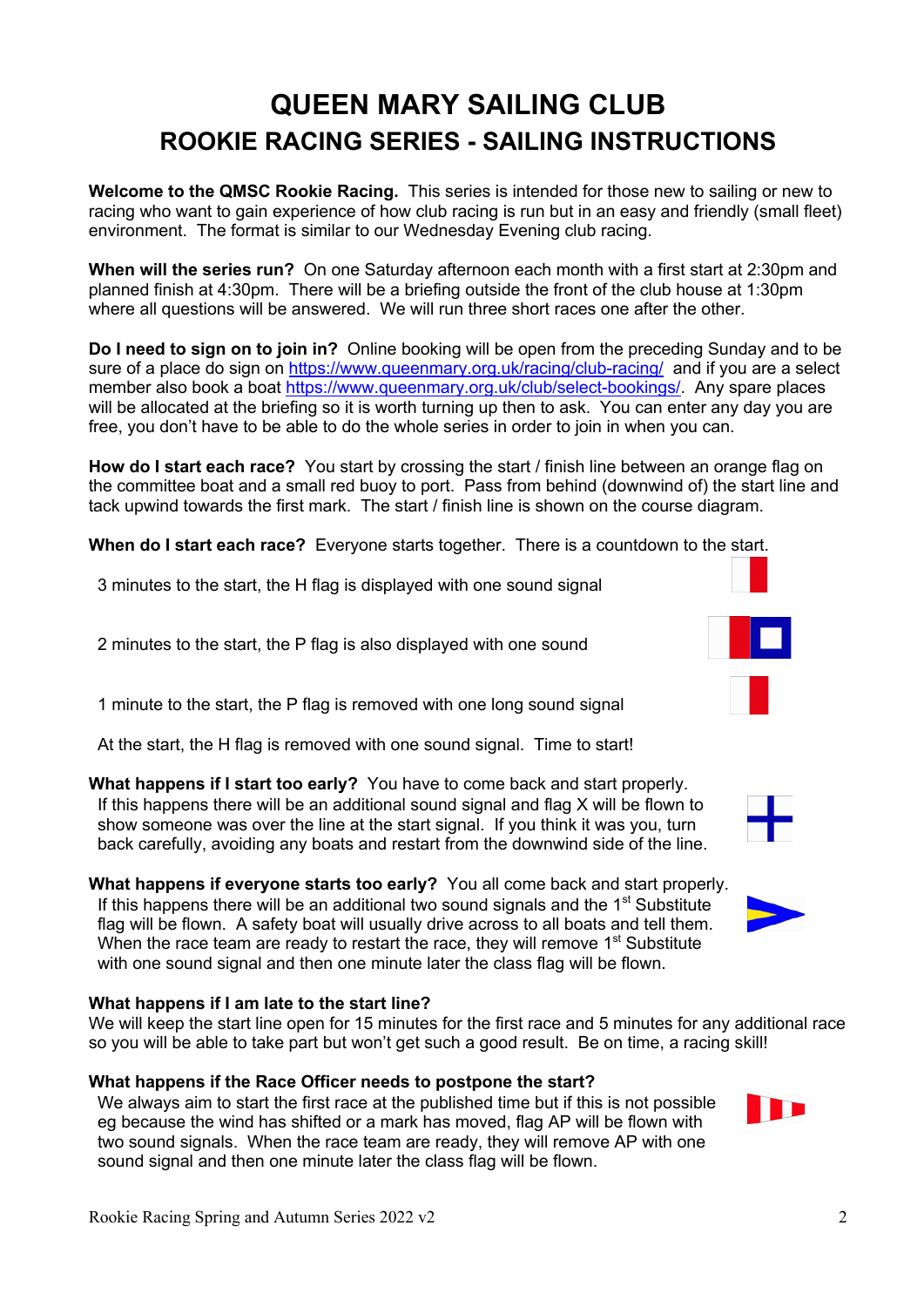# QUEEN MARY SAILING CLUB

## ROOKIE RACING SERIES - SAILING INSTRUCTIONS

**Welcome to the QMSC Rookie Racing.** This series is intended for those new to sailing or new to racing who want to gain experience of how club racing is run but in an easy and friendly (small fleet) environment. The format is similar to our Wednesday Evening club racing.

**When will the series run?** On one Saturday afternoon each month with a first start at 2:30pm and planned finish at 4:30pm. There will be a briefing outside the front of the club house at 1:30pm where all questions will be answered. We will run three short races one after the other.

**Do I need to sign on to join in?** Online booking will be open from the preceding Sunday and to be sure of a place do sign on https://www.queenmary.org.uk/racing/club-racing/ and if you are a select member also book a boat https://www.queenmary.org.uk/club/select-bookings/. Any spare places will be allocated at the briefing so it is worth turning up then to ask. You can enter any day you are free, you don't have to be able to do the whole series in order to join in when you can.

**How do I start each race?** You start by crossing the start / finish line between an orange flag on the committee boat and a small red buoy to port. Pass from behind (downwind of) the start line and tack upwind towards the first mark. The start / finish line is shown on the course diagram.

**When do I start each race?** Everyone starts together. There is a countdown to the start.

3 minutes to the start, the H flag is displayed with one sound signal

2 minutes to the start, the P flag is also displayed with one sound

1 minute to the start, the P flag is removed with one long sound signal

At the start, the H flag is removed with one sound signal. Time to start!

**What happens if I start too early?** You have to come back and start properly. If this happens there will be an additional sound signal and flag X will be flown to show someone was over the line at the start signal. If you think it was you, turn back carefully, avoiding any boats and restart from the downwind side of the line.

**What happens if everyone starts too early?** You all come back and start properly. If this happens there will be an additional two sound signals and the 1st Substitute flag will be flown. A safety boat will usually drive across to all boats and tell them. When the race team are ready to restart the race, they will remove 1st Substitute with one sound signal and then one minute later the class flag will be flown.

**What happens if I am late to the start line?**
We will keep the start line open for 15 minutes for the first race and 5 minutes for any additional race so you will be able to take part but won't get such a good result. Be on time, a racing skill!

**What happens if the Race Officer needs to postpone the start?**
We always aim to start the first race at the published time but if this is not possible eg because the wind has shifted or a mark has moved, flag AP will be flown with two sound signals. When the race team are ready, they will remove AP with one sound signal and then one minute later the class flag will be flown.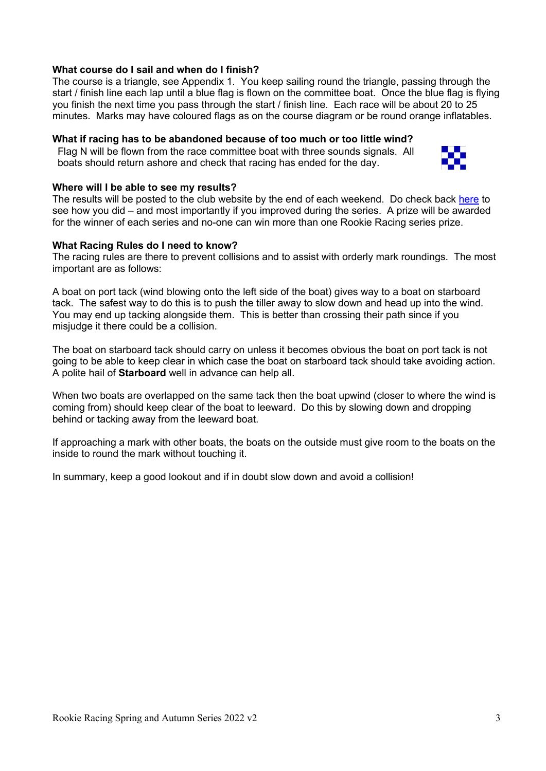**What course do I sail and when do I finish?**
The course is a triangle, see Appendix 1. You keep sailing round the triangle, passing through the start / finish line each lap until a blue flag is flown on the committee boat. Once the blue flag is flying you finish the next time you pass through the start / finish line. Each race will be about 20 to 25 minutes. Marks may have coloured flags as on the course diagram or be round orange inflatables.

**What if racing has to be abandoned because of too much or too little wind?**
Flag N will be flown from the race committee boat with three sounds signals. All boats should return ashore and check that racing has ended for the day.

**Where will I be able to see my results?**
The results will be posted to the club website by the end of each weekend. Do check back here to see how you did – and most importantly if you improved during the series. A prize will be awarded for the winner of each series and no-one can win more than one Rookie Racing series prize.

**What Racing Rules do I need to know?**
The racing rules are there to prevent collisions and to assist with orderly mark roundings. The most important are as follows:

A boat on port tack (wind blowing onto the left side of the boat) gives way to a boat on starboard tack. The safest way to do this is to push the tiller away to slow down and head up into the wind. You may end up tacking alongside them. This is better than crossing their path since if you misjudge it there could be a collision.

The boat on starboard tack should carry on unless it becomes obvious the boat on port tack is not going to be able to keep clear in which case the boat on starboard tack should take avoiding action. A polite hail of **Starboard** well in advance can help all.

When two boats are overlapped on the same tack then the boat upwind (closer to where the wind is coming from) should keep clear of the boat to leeward. Do this by slowing down and dropping behind or tacking away from the leeward boat.

If approaching a mark with other boats, the boats on the outside must give room to the boats on the inside to round the mark without touching it.

In summary, keep a good lookout and if in doubt slow down and avoid a collision!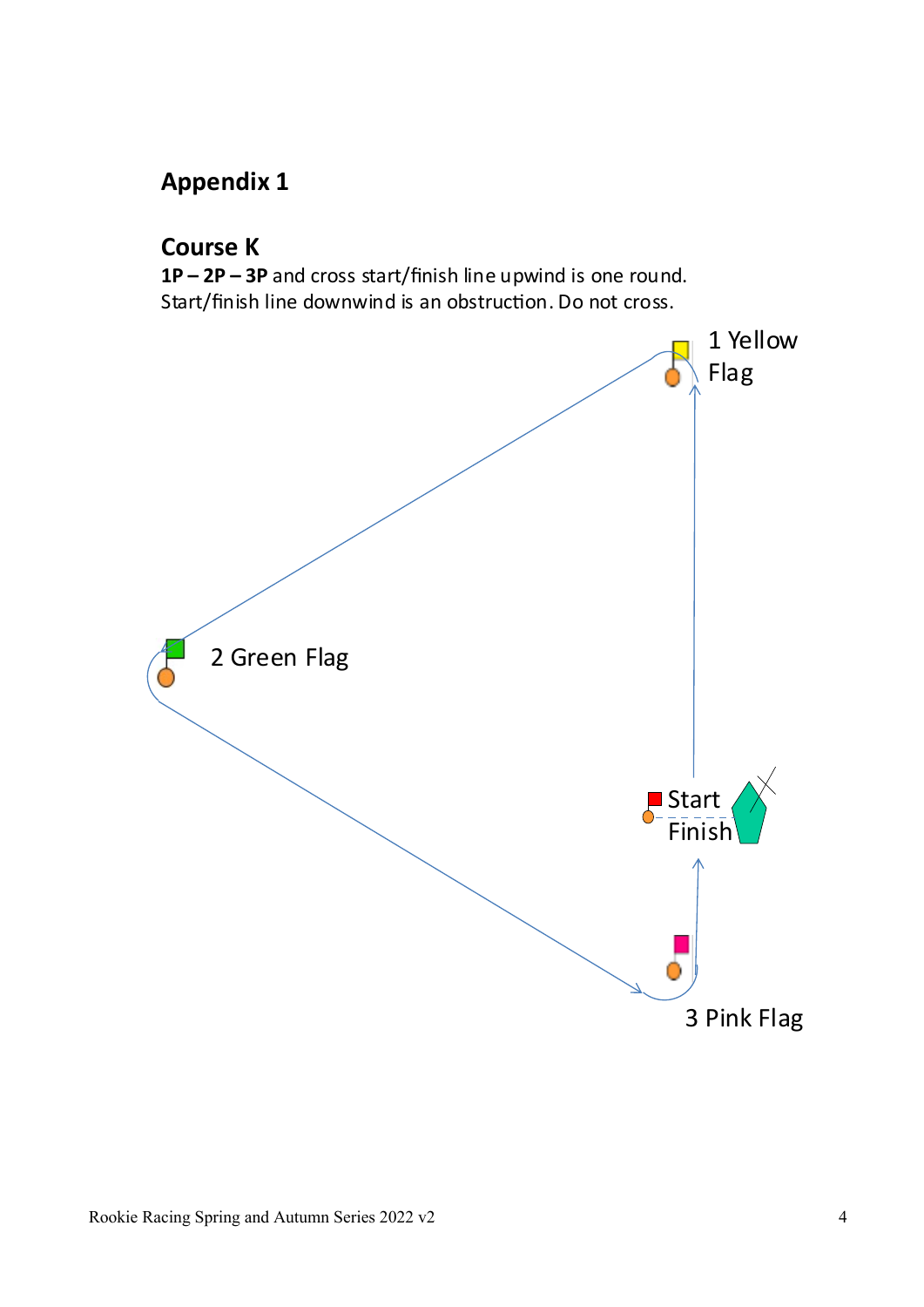## Appendix 1

## Course K

**1P – 2P – 3P** and cross start/finish line upwind is one round.
Start/finish line downwind is an obstruction. Do not cross.

1 Yellow Flag

2 Green Flag

Start

Finish

3 Pink Flag